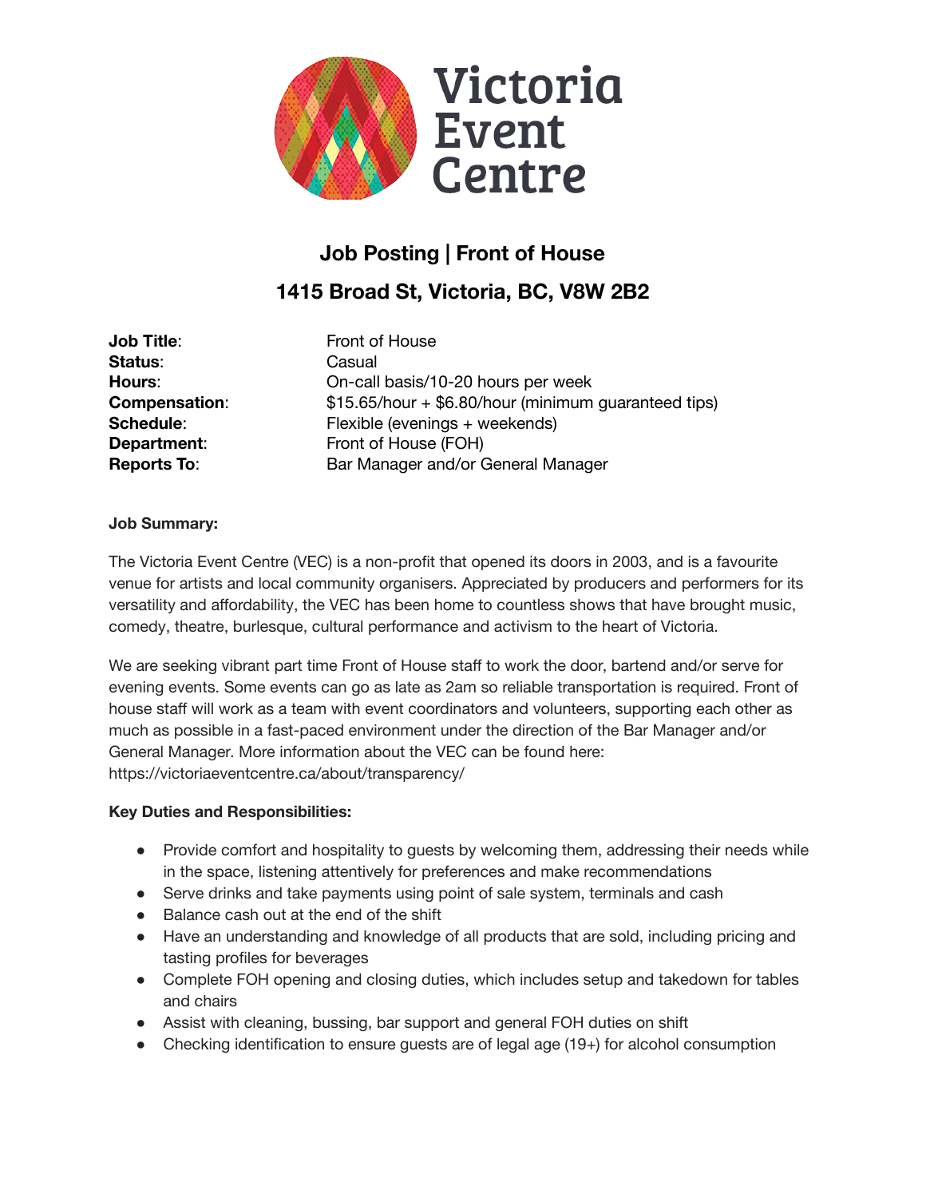Victoria Event Centre

# Job Posting | Front of House

## 1415 Broad St, Victoria, BC, V8W 2B2

| | |
|---|---|
| **Job Title**: | Front of House |
| **Status**: | Casual |
| **Hours**: | On-call basis/10-20 hours per week |
| **Compensation**: | $15.65/hour + $6.80/hour (minimum guaranteed tips) |
| **Schedule**: | Flexible (evenings + weekends) |
| **Department**: | Front of House (FOH) |
| **Reports To**: | Bar Manager and/or General Manager |

**Job Summary:**

The Victoria Event Centre (VEC) is a non-profit that opened its doors in 2003, and is a favourite venue for artists and local community organisers. Appreciated by producers and performers for its versatility and affordability, the VEC has been home to countless shows that have brought music, comedy, theatre, burlesque, cultural performance and activism to the heart of Victoria.

We are seeking vibrant part time Front of House staff to work the door, bartend and/or serve for evening events. Some events can go as late as 2am so reliable transportation is required. Front of house staff will work as a team with event coordinators and volunteers, supporting each other as much as possible in a fast-paced environment under the direction of the Bar Manager and/or General Manager. More information about the VEC can be found here: https://victoriaeventcentre.ca/about/transparency/

**Key Duties and Responsibilities:**

- Provide comfort and hospitality to guests by welcoming them, addressing their needs while in the space, listening attentively for preferences and make recommendations
- Serve drinks and take payments using point of sale system, terminals and cash
- Balance cash out at the end of the shift
- Have an understanding and knowledge of all products that are sold, including pricing and tasting profiles for beverages
- Complete FOH opening and closing duties, which includes setup and takedown for tables and chairs
- Assist with cleaning, bussing, bar support and general FOH duties on shift
- Checking identification to ensure guests are of legal age (19+) for alcohol consumption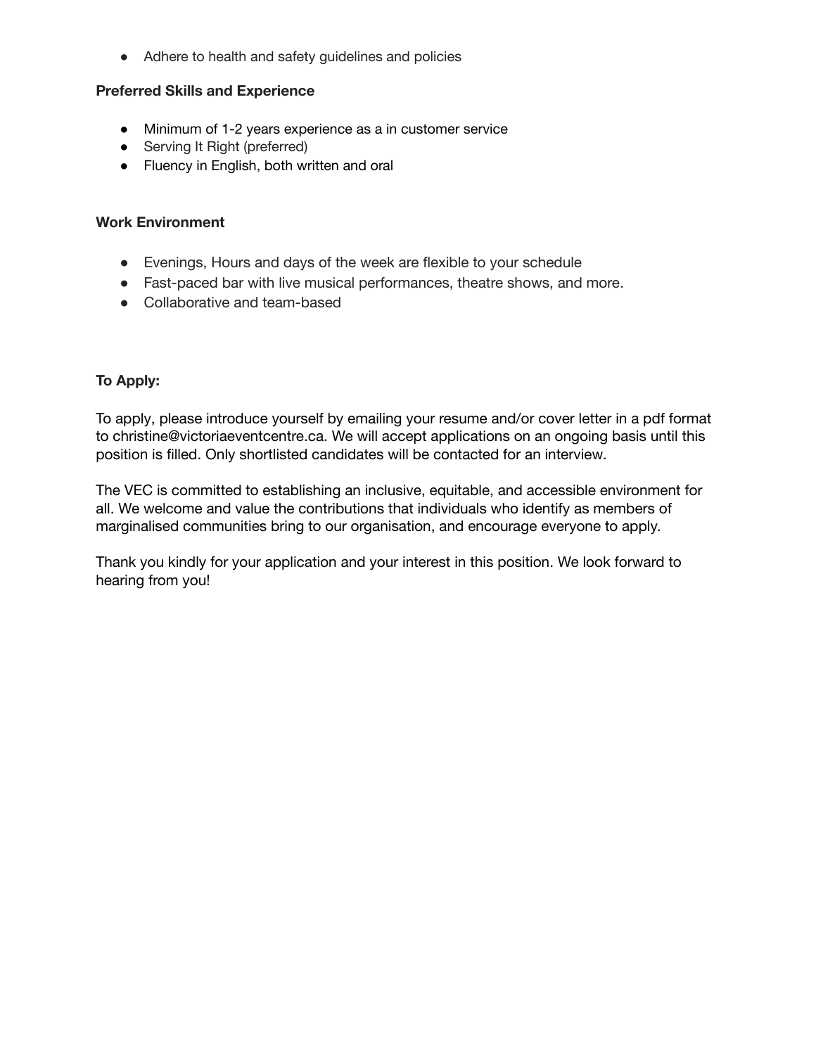- Adhere to health and safety guidelines and policies

**Preferred Skills and Experience**

- Minimum of 1-2 years experience as a in customer service
- Serving It Right (preferred)
- Fluency in English, both written and oral

**Work Environment**

- Evenings, Hours and days of the week are flexible to your schedule
- Fast-paced bar with live musical performances, theatre shows, and more.
- Collaborative and team-based

**To Apply:**

To apply, please introduce yourself by emailing your resume and/or cover letter in a pdf format to christine@victoriaeventcentre.ca. We will accept applications on an ongoing basis until this position is filled. Only shortlisted candidates will be contacted for an interview.

The VEC is committed to establishing an inclusive, equitable, and accessible environment for all. We welcome and value the contributions that individuals who identify as members of marginalised communities bring to our organisation, and encourage everyone to apply.

Thank you kindly for your application and your interest in this position. We look forward to hearing from you!